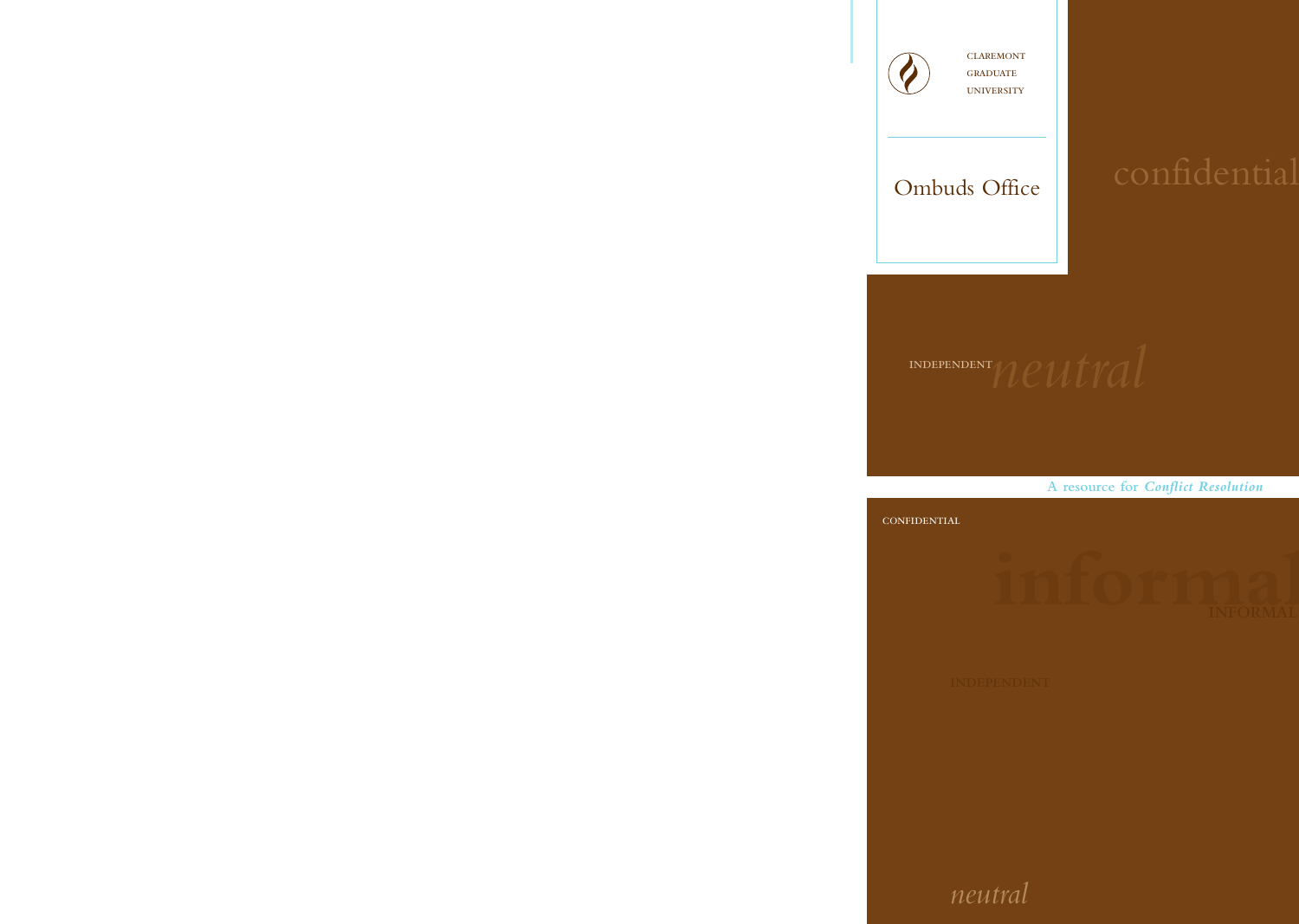CLAREMONT
GRADUATE
UNIVERSITY

# Ombuds Office

confidential

INDEPENDENT *neutral*

A resource for ***Conflict Resolution***

CONFIDENTIAL

**informal**

INFORMAL

INDEPENDENT

*neutral*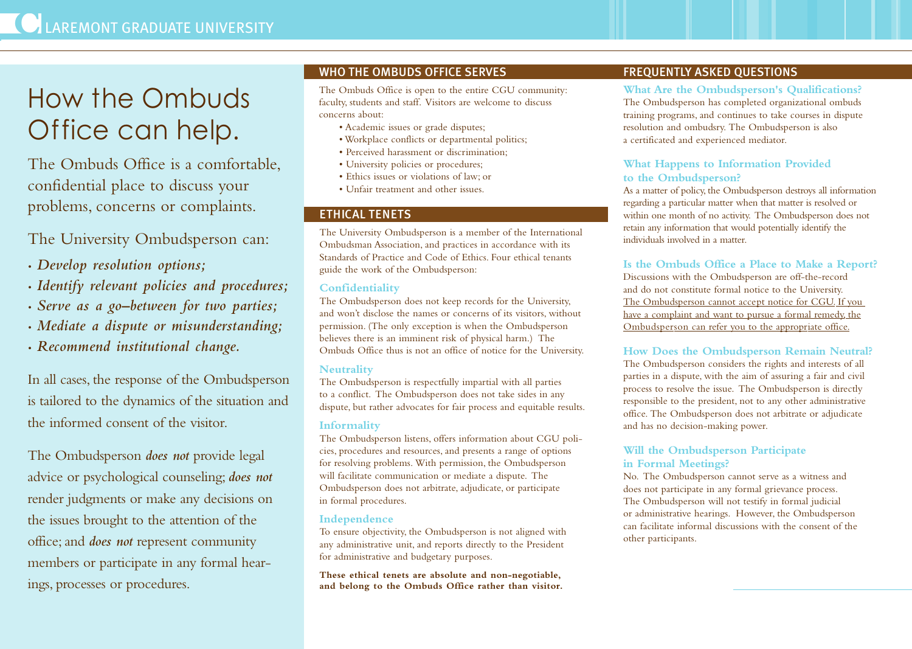# How the Ombuds Office can help.

The Ombuds Office is a comfortable, confidential place to discuss your problems, concerns or complaints.

The University Ombudsperson can:

- *Develop resolution options;*
- *Identify relevant policies and procedures;*
- *Serve as a go–between for two parties;*
- *Mediate a dispute or misunderstanding;*
- *Recommend institutional change.*

In all cases, the response of the Ombudsperson is tailored to the dynamics of the situation and the informed consent of the visitor.

The Ombudsperson ***does not*** provide legal advice or psychological counseling; ***does not*** render judgments or make any decisions on the issues brought to the attention of the office; and ***does not*** represent community members or participate in any formal hearings, processes or procedures.

## WHO THE OMBUDS OFFICE SERVES

The Ombuds Office is open to the entire CGU community: faculty, students and staff. Visitors are welcome to discuss concerns about:

- Academic issues or grade disputes;
- Workplace conflicts or departmental politics;
- Perceived harassment or discrimination;
- University policies or procedures;
- Ethics issues or violations of law; or
- Unfair treatment and other issues.

## ETHICAL TENETS

The University Ombudsperson is a member of the International Ombudsman Association, and practices in accordance with its Standards of Practice and Code of Ethics. Four ethical tenants guide the work of the Ombudsperson:

### Confidentiality

The Ombudsperson does not keep records for the University, and won't disclose the names or concerns of its visitors, without permission. (The only exception is when the Ombudsperson believes there is an imminent risk of physical harm.) The Ombuds Office thus is not an office of notice for the University.

### Neutrality

The Ombudsperson is respectfully impartial with all parties to a conflict. The Ombudsperson does not take sides in any dispute, but rather advocates for fair process and equitable results.

### Informality

The Ombudsperson listens, offers information about CGU policies, procedures and resources, and presents a range of options for resolving problems. With permission, the Ombudsperson will facilitate communication or mediate a dispute. The Ombudsperson does not arbitrate, adjudicate, or participate in formal procedures.

### Independence

To ensure objectivity, the Ombudsperson is not aligned with any administrative unit, and reports directly to the President for administrative and budgetary purposes.

**These ethical tenets are absolute and non-negotiable, and belong to the Ombuds Office rather than visitor.**

## FREQUENTLY ASKED QUESTIONS

### What Are the Ombudsperson's Qualifications?

The Ombudsperson has completed organizational ombuds training programs, and continues to take courses in dispute resolution and ombudsry. The Ombudsperson is also a certificated and experienced mediator.

### What Happens to Information Provided to the Ombudsperson?

As a matter of policy, the Ombudsperson destroys all information regarding a particular matter when that matter is resolved or within one month of no activity. The Ombudsperson does not retain any information that would potentially identify the individuals involved in a matter.

### Is the Ombuds Office a Place to Make a Report?

Discussions with the Ombudsperson are off-the-record and do not constitute formal notice to the University. The Ombudsperson cannot accept notice for CGU. If you have a complaint and want to pursue a formal remedy, the Ombudsperson can refer you to the appropriate office.

### How Does the Ombudsperson Remain Neutral?

The Ombudsperson considers the rights and interests of all parties in a dispute, with the aim of assuring a fair and civil process to resolve the issue. The Ombudsperson is directly responsible to the president, not to any other administrative office. The Ombudsperson does not arbitrate or adjudicate and has no decision-making power.

### Will the Ombudsperson Participate in Formal Meetings?

No. The Ombudsperson cannot serve as a witness and does not participate in any formal grievance process. The Ombudsperson will not testify in formal judicial or administrative hearings. However, the Ombudsperson can facilitate informal discussions with the consent of the other participants.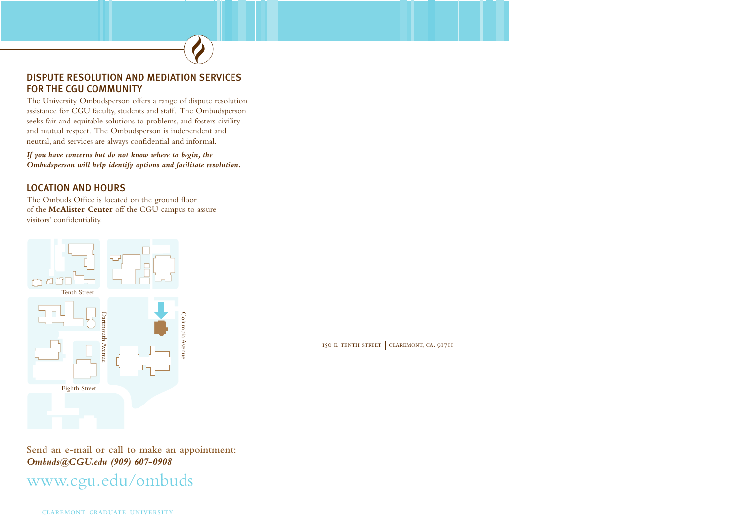## DISPUTE RESOLUTION AND MEDIATION SERVICES FOR THE CGU COMMUNITY

The University Ombudsperson offers a range of dispute resolution assistance for CGU faculty, students and staff. The Ombudsperson seeks fair and equitable solutions to problems, and fosters civility and mutual respect. The Ombudsperson is independent and neutral, and services are always confidential and informal.

***If you have concerns but do not know where to begin, the Ombudsperson will help identify options and facilitate resolution.***

## LOCATION AND HOURS

The Ombuds Office is located on the ground floor of the **McAlister Center** off the CGU campus to assure visitors' confidentiality.

Tenth Street

Dartmouth Avenue

Columbia Avenue

Eighth Street

**Send an e-mail or call to make an appointment:**
***Ombuds@CGU.edu (909) 607-0908***

www.cgu.edu/ombuds

CLAREMONT GRADUATE UNIVERSITY

150 E. TENTH STREET | CLAREMONT, CA. 91711